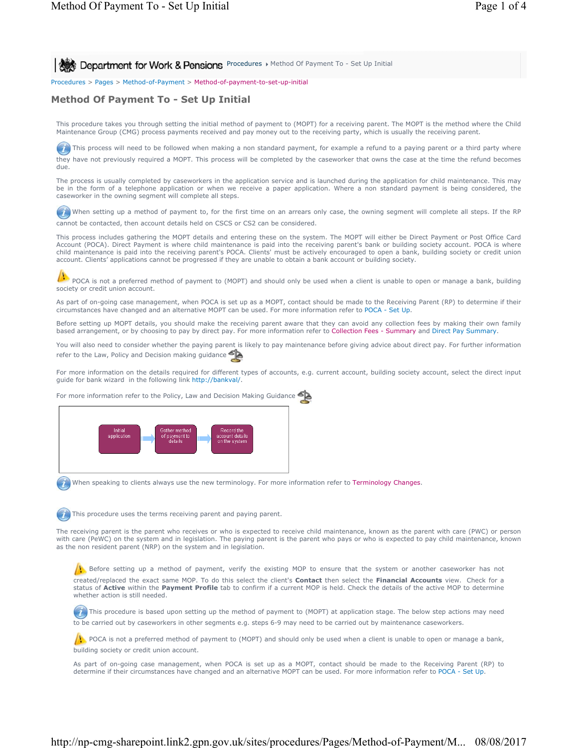Procedures > Pages > Method-of-Payment > Method-of-payment-to-set-up-initial

# Method Of Payment To - Set Up Initial

This procedure takes you through setting the initial method of payment to (MOPT) for a receiving parent. The MOPT is the method where the Child Maintenance Group (CMG) process payments received and pay money out to the receiving party, which is usually the receiving parent.

This process will need to be followed when making a non standard payment, for example a refund to a paying parent or a third party where they have not previously required a MOPT. This process will be completed by the caseworker that owns the case at the time the refund becomes due.

The process is usually completed by caseworkers in the application service and is launched during the application for child maintenance. This may be in the form of a telephone application or when we receive a paper application. Where a non standard payment is being considered, the caseworker in the owning segment will complete all steps.

When setting up a method of payment to, for the first time on an arrears only case, the owning segment will complete all steps. If the RP cannot be contacted, then account details held on CSCS or CS2 can be considered.

This process includes gathering the MOPT details and entering these on the system. The MOPT will either be Direct Payment or Post Office Card Account (POCA). Direct Payment is where child maintenance is paid into the receiving parent's bank or building society account. POCA is where child maintenance is paid into the receiving parent's POCA. Clients' must be actively encouraged to open a bank, building society or credit union account. Clients' applications cannot be progressed if they are unable to obtain a bank account or building society.

POCA is not a preferred method of payment to (MOPT) and should only be used when a client is unable to open or manage a bank, building society or credit union account.

As part of on-going case management, when POCA is set up as a MOPT, contact should be made to the Receiving Parent (RP) to determine if their circumstances have changed and an alternative MOPT can be used. For more information refer to POCA - Set Up.

Before setting up MOPT details, you should make the receiving parent aware that they can avoid any collection fees by making their own family based arrangement, or by choosing to pay by direct pay. For more information refer to Collection Fees - Summary and Direct Pay Summary.

You will also need to consider whether the paying parent is likely to pay maintenance before giving advice about direct pay. For further information refer to the Law, Policy and Decision making guidance

For more information on the details required for different types of accounts, e.g. current account, building society account, select the direct input guide for bank wizard in the following link http://bankval/.

For more information refer to the Policy, Law and Decision Making Guidance

Initial application → Gather method of payment to details → Record the account details on the system

When speaking to clients always use the new terminology. For more information refer to Terminology Changes.

This procedure uses the terms receiving parent and paying parent.

The receiving parent is the parent who receives or who is expected to receive child maintenance, known as the parent with care (PWC) or person with care (PeWC) on the system and in legislation. The paying parent is the parent who pays or who is expected to pay child maintenance, known as the non resident parent (NRP) on the system and in legislation.

Before setting up a method of payment, verify the existing MOP to ensure that the system or another caseworker has not created/replaced the exact same MOP. To do this select the client's **Contact** then select the **Financial Accounts** view. Check for a status of **Active** within the **Payment Profile** tab to confirm if a current MOP is held. Check the details of the active MOP to determine whether action is still needed.

This procedure is based upon setting up the method of payment to (MOPT) at application stage. The below step actions may need to be carried out by caseworkers in other segments e.g. steps 6-9 may need to be carried out by maintenance caseworkers.

POCA is not a preferred method of payment to (MOPT) and should only be used when a client is unable to open or manage a bank, building society or credit union account.

As part of on-going case management, when POCA is set up as a MOPT, contact should be made to the Receiving Parent (RP) to determine if their circumstances have changed and an alternative MOPT can be used. For more information refer to POCA - Set Up.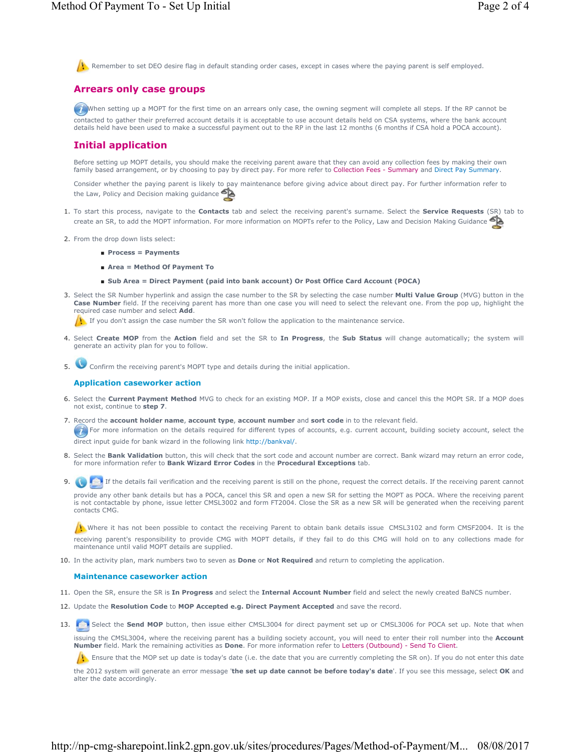Remember to set DEO desire flag in default standing order cases, except in cases where the paying parent is self employed.

## Arrears only case groups

When setting up a MOPT for the first time on an arrears only case, the owning segment will complete all steps. If the RP cannot be contacted to gather their preferred account details it is acceptable to use account details held on CSA systems, where the bank account details held have been used to make a successful payment out to the RP in the last 12 months (6 months if CSA hold a POCA account).

## Initial application

Before setting up MOPT details, you should make the receiving parent aware that they can avoid any collection fees by making their own family based arrangement, or by choosing to pay by direct pay. For more refer to Collection Fees - Summary and Direct Pay Summary.

Consider whether the paying parent is likely to pay maintenance before giving advice about direct pay. For further information refer to the Law, Policy and Decision making guidance

1. To start this process, navigate to the **Contacts** tab and select the receiving parent's surname. Select the **Service Requests** (SR) tab to create an SR, to add the MOPT information. For more information on MOPTs refer to the Policy, Law and Decision Making Guidance
2. From the drop down lists select:
   - **Process = Payments**
   - **Area = Method Of Payment To**
   - **Sub Area = Direct Payment (paid into bank account) Or Post Office Card Account (POCA)**
3. Select the SR Number hyperlink and assign the case number to the SR by selecting the case number **Multi Value Group** (MVG) button in the **Case Number** field. If the receiving parent has more than one case you will need to select the relevant one. From the pop up, highlight the required case number and select **Add**.

   If you don't assign the case number the SR won't follow the application to the maintenance service.
4. Select **Create MOP** from the **Action** field and set the SR to **In Progress**, the **Sub Status** will change automatically; the system will generate an activity plan for you to follow.
5. Confirm the receiving parent's MOPT type and details during the initial application.

### Application caseworker action

6. Select the **Current Payment Method** MVG to check for an existing MOP. If a MOP exists, close and cancel this the MOPt SR. If a MOP does not exist, continue to **step 7**.
7. Record the **account holder name**, **account type**, **account number** and **sort code** in to the relevant field.

   For more information on the details required for different types of accounts, e.g. current account, building society account, select the direct input guide for bank wizard in the following link http://bankval/.
8. Select the **Bank Validation** button, this will check that the sort code and account number are correct. Bank wizard may return an error code, for more information refer to **Bank Wizard Error Codes** in the **Procedural Exceptions** tab.
9. If the details fail verification and the receiving parent is still on the phone, request the correct details. If the receiving parent cannot provide any other bank details but has a POCA, cancel this SR and open a new SR for setting the MOPT as POCA. Where the receiving parent is not contactable by phone, issue letter CMSL3002 and form FT2004. Close the SR as a new SR will be generated when the receiving parent contacts CMG.

   Where it has not been possible to contact the receiving Parent to obtain bank details issue CMSL3102 and form CMSF2004. It is the receiving parent's responsibility to provide CMG with MOPT details, if they fail to do this CMG will hold on to any collections made for maintenance until valid MOPT details are supplied.
10. In the activity plan, mark numbers two to seven as **Done** or **Not Required** and return to completing the application.

### Maintenance caseworker action

11. Open the SR, ensure the SR is **In Progress** and select the **Internal Account Number** field and select the newly created BaNCS number.
12. Update the **Resolution Code** to **MOP Accepted e.g. Direct Payment Accepted** and save the record.
13. Select the **Send MOP** button, then issue either CMSL3004 for direct payment set up or CMSL3006 for POCA set up. Note that when issuing the CMSL3004, where the receiving parent has a building society account, you will need to enter their roll number into the **Account Number** field. Mark the remaining activities as **Done**. For more information refer to Letters (Outbound) - Send To Client.

    Ensure that the MOP set up date is today's date (i.e. the date that you are currently completing the SR on). If you do not enter this date the 2012 system will generate an error message '**the set up date cannot be before today's date**'. If you see this message, select **OK** and alter the date accordingly.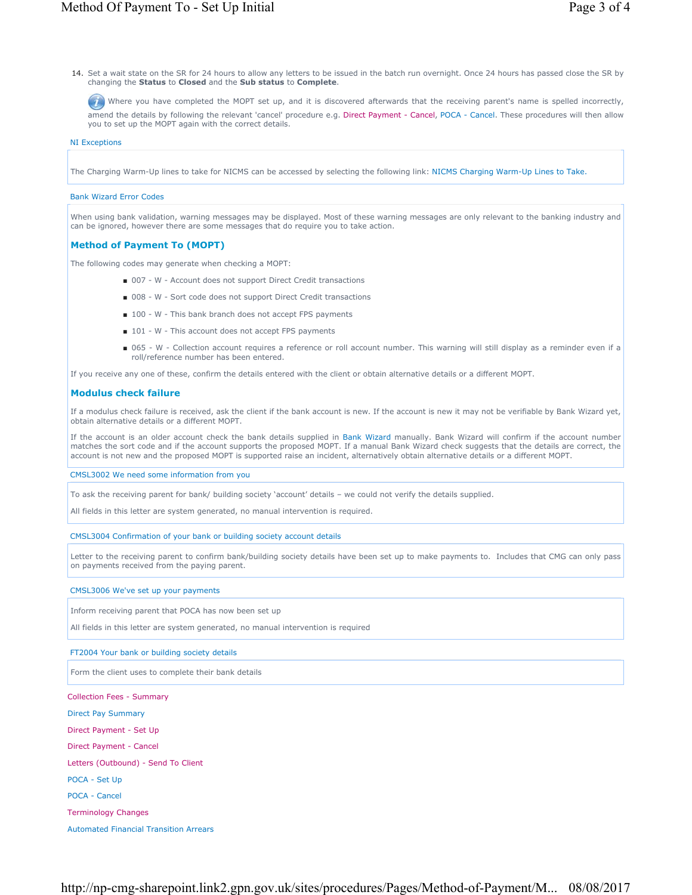14. Set a wait state on the SR for 24 hours to allow any letters to be issued in the batch run overnight. Once 24 hours has passed close the SR by changing the **Status** to **Closed** and the **Sub status** to **Complete**.

   Where you have completed the MOPT set up, and it is discovered afterwards that the receiving parent's name is spelled incorrectly, amend the details by following the relevant 'cancel' procedure e.g. Direct Payment - Cancel, POCA - Cancel. These procedures will then allow you to set up the MOPT again with the correct details.

NI Exceptions

The Charging Warm-Up lines to take for NICMS can be accessed by selecting the following link: NICMS Charging Warm-Up Lines to Take.

Bank Wizard Error Codes

When using bank validation, warning messages may be displayed. Most of these warning messages are only relevant to the banking industry and can be ignored, however there are some messages that do require you to take action.

### Method of Payment To (MOPT)

The following codes may generate when checking a MOPT:

- 007 - W - Account does not support Direct Credit transactions
- 008 - W - Sort code does not support Direct Credit transactions
- 100 - W - This bank branch does not accept FPS payments
- 101 - W - This account does not accept FPS payments
- 065 - W - Collection account requires a reference or roll account number. This warning will still display as a reminder even if a roll/reference number has been entered.

If you receive any one of these, confirm the details entered with the client or obtain alternative details or a different MOPT.

### Modulus check failure

If a modulus check failure is received, ask the client if the bank account is new. If the account is new it may not be verifiable by Bank Wizard yet, obtain alternative details or a different MOPT.

If the account is an older account check the bank details supplied in Bank Wizard manually. Bank Wizard will confirm if the account number matches the sort code and if the account supports the proposed MOPT. If a manual Bank Wizard check suggests that the details are correct, the account is not new and the proposed MOPT is supported raise an incident, alternatively obtain alternative details or a different MOPT.

CMSL3002 We need some information from you

To ask the receiving parent for bank/ building society 'account' details – we could not verify the details supplied.

All fields in this letter are system generated, no manual intervention is required.

CMSL3004 Confirmation of your bank or building society account details

Letter to the receiving parent to confirm bank/building society details have been set up to make payments to. Includes that CMG can only pass on payments received from the paying parent.

CMSL3006 We've set up your payments

Inform receiving parent that POCA has now been set up

All fields in this letter are system generated, no manual intervention is required

FT2004 Your bank or building society details

Form the client uses to complete their bank details

Collection Fees - Summary

Direct Pay Summary

Direct Payment - Set Up

Direct Payment - Cancel

Letters (Outbound) - Send To Client

POCA - Set Up

POCA - Cancel

Terminology Changes

Automated Financial Transition Arrears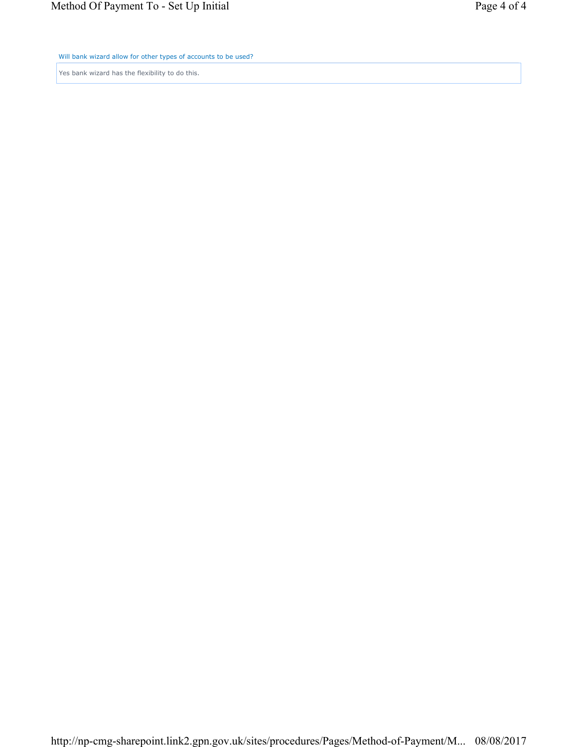Will bank wizard allow for other types of accounts to be used?

Yes bank wizard has the flexibility to do this.